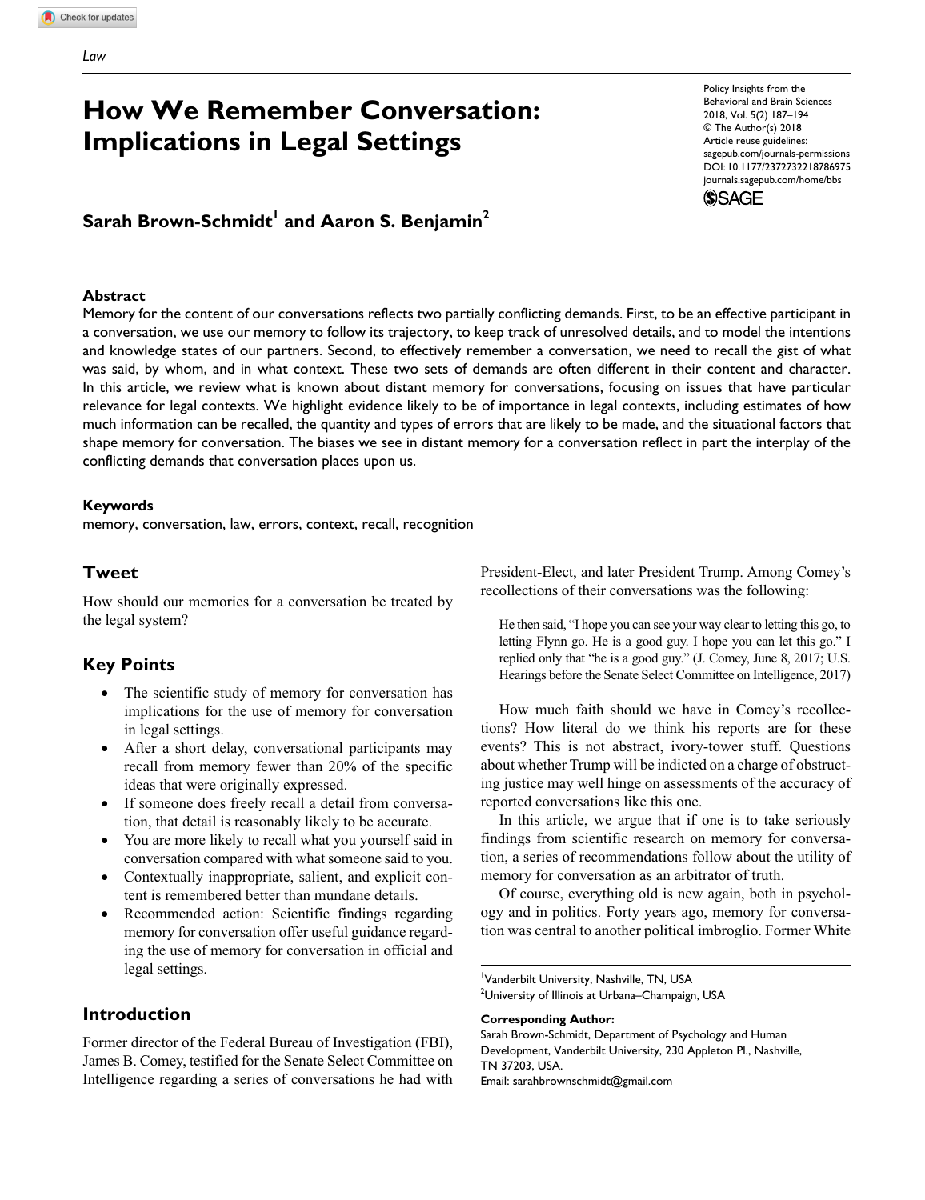Law

# How We Remember Conversation: Implications in Legal Settings

Policy Insights from the Behavioral and Brain Sciences
2018, Vol. 5(2) 187–194
© The Author(s) 2018
Article reuse guidelines: sagepub.com/journals-permissions
DOI: 10.1177/2372732218786975
journals.sagepub.com/home/bbs

**Sarah Brown-Schmidt[1] and Aaron S. Benjamin[2]**

### Abstract

Memory for the content of our conversations reflects two partially conflicting demands. First, to be an effective participant in a conversation, we use our memory to follow its trajectory, to keep track of unresolved details, and to model the intentions and knowledge states of our partners. Second, to effectively remember a conversation, we need to recall the gist of what was said, by whom, and in what context. These two sets of demands are often different in their content and character. In this article, we review what is known about distant memory for conversations, focusing on issues that have particular relevance for legal contexts. We highlight evidence likely to be of importance in legal contexts, including estimates of how much information can be recalled, the quantity and types of errors that are likely to be made, and the situational factors that shape memory for conversation. The biases we see in distant memory for a conversation reflect in part the interplay of the conflicting demands that conversation places upon us.

### Keywords

memory, conversation, law, errors, context, recall, recognition

## Tweet

How should our memories for a conversation be treated by the legal system?

## Key Points

- The scientific study of memory for conversation has implications for the use of memory for conversation in legal settings.
- After a short delay, conversational participants may recall from memory fewer than 20% of the specific ideas that were originally expressed.
- If someone does freely recall a detail from conversation, that detail is reasonably likely to be accurate.
- You are more likely to recall what you yourself said in conversation compared with what someone said to you.
- Contextually inappropriate, salient, and explicit content is remembered better than mundane details.
- Recommended action: Scientific findings regarding memory for conversation offer useful guidance regarding the use of memory for conversation in official and legal settings.

## Introduction

Former director of the Federal Bureau of Investigation (FBI), James B. Comey, testified for the Senate Select Committee on Intelligence regarding a series of conversations he had with President-Elect, and later President Trump. Among Comey's recollections of their conversations was the following:

> He then said, "I hope you can see your way clear to letting this go, to letting Flynn go. He is a good guy. I hope you can let this go." I replied only that "he is a good guy." (J. Comey, June 8, 2017; U.S. Hearings before the Senate Select Committee on Intelligence, 2017)

How much faith should we have in Comey's recollections? How literal do we think his reports are for these events? This is not abstract, ivory-tower stuff. Questions about whether Trump will be indicted on a charge of obstructing justice may well hinge on assessments of the accuracy of reported conversations like this one.

In this article, we argue that if one is to take seriously findings from scientific research on memory for conversation, a series of recommendations follow about the utility of memory for conversation as an arbitrator of truth.

Of course, everything old is new again, both in psychology and in politics. Forty years ago, memory for conversation was central to another political imbroglio. Former White

[1]Vanderbilt University, Nashville, TN, USA
[2]University of Illinois at Urbana–Champaign, USA

**Corresponding Author:**
Sarah Brown-Schmidt, Department of Psychology and Human Development, Vanderbilt University, 230 Appleton Pl., Nashville, TN 37203, USA.
Email: sarahbrownschmidt@gmail.com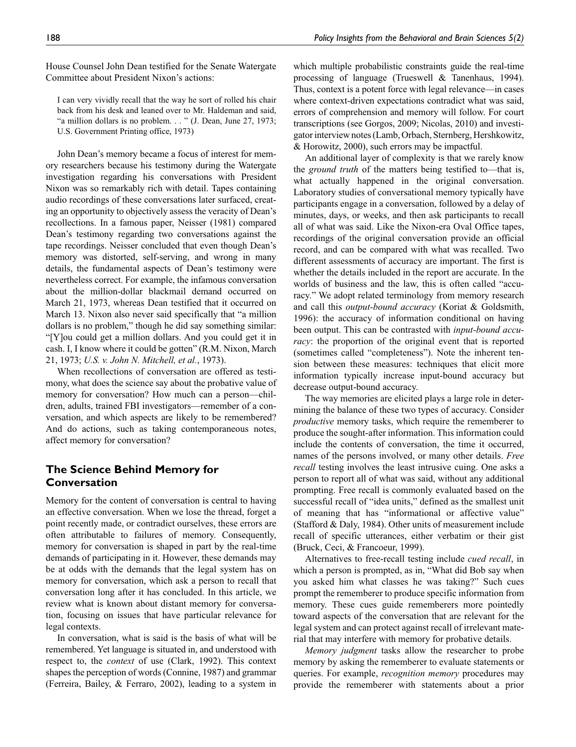House Counsel John Dean testified for the Senate Watergate Committee about President Nixon's actions:

> I can very vividly recall that the way he sort of rolled his chair back from his desk and leaned over to Mr. Haldeman and said, "a million dollars is no problem. . . " (J. Dean, June 27, 1973; U.S. Government Printing office, 1973)

John Dean's memory became a focus of interest for memory researchers because his testimony during the Watergate investigation regarding his conversations with President Nixon was so remarkably rich with detail. Tapes containing audio recordings of these conversations later surfaced, creating an opportunity to objectively assess the veracity of Dean's recollections. In a famous paper, Neisser (1981) compared Dean's testimony regarding two conversations against the tape recordings. Neisser concluded that even though Dean's memory was distorted, self-serving, and wrong in many details, the fundamental aspects of Dean's testimony were nevertheless correct. For example, the infamous conversation about the million-dollar blackmail demand occurred on March 21, 1973, whereas Dean testified that it occurred on March 13. Nixon also never said specifically that "a million dollars is no problem," though he did say something similar: "[Y]ou could get a million dollars. And you could get it in cash. I, I know where it could be gotten" (R.M. Nixon, March 21, 1973; *U.S. v. John N. Mitchell, et al.*, 1973).

When recollections of conversation are offered as testimony, what does the science say about the probative value of memory for conversation? How much can a person—children, adults, trained FBI investigators—remember of a conversation, and which aspects are likely to be remembered? And do actions, such as taking contemporaneous notes, affect memory for conversation?

## The Science Behind Memory for Conversation

Memory for the content of conversation is central to having an effective conversation. When we lose the thread, forget a point recently made, or contradict ourselves, these errors are often attributable to failures of memory. Consequently, memory for conversation is shaped in part by the real-time demands of participating in it. However, these demands may be at odds with the demands that the legal system has on memory for conversation, which ask a person to recall that conversation long after it has concluded. In this article, we review what is known about distant memory for conversation, focusing on issues that have particular relevance for legal contexts.

In conversation, what is said is the basis of what will be remembered. Yet language is situated in, and understood with respect to, the *context* of use (Clark, 1992). This context shapes the perception of words (Connine, 1987) and grammar (Ferreira, Bailey, & Ferraro, 2002), leading to a system in which multiple probabilistic constraints guide the real-time processing of language (Trueswell & Tanenhaus, 1994). Thus, context is a potent force with legal relevance—in cases where context-driven expectations contradict what was said, errors of comprehension and memory will follow. For court transcriptions (see Gorgos, 2009; Nicolas, 2010) and investigator interview notes (Lamb, Orbach, Sternberg, Hershkowitz, & Horowitz, 2000), such errors may be impactful.

An additional layer of complexity is that we rarely know the *ground truth* of the matters being testified to—that is, what actually happened in the original conversation. Laboratory studies of conversational memory typically have participants engage in a conversation, followed by a delay of minutes, days, or weeks, and then ask participants to recall all of what was said. Like the Nixon-era Oval Office tapes, recordings of the original conversation provide an official record, and can be compared with what was recalled. Two different assessments of accuracy are important. The first is whether the details included in the report are accurate. In the worlds of business and the law, this is often called "accuracy." We adopt related terminology from memory research and call this *output-bound accuracy* (Koriat & Goldsmith, 1996): the accuracy of information conditional on having been output. This can be contrasted with *input-bound accuracy*: the proportion of the original event that is reported (sometimes called "completeness"). Note the inherent tension between these measures: techniques that elicit more information typically increase input-bound accuracy but decrease output-bound accuracy.

The way memories are elicited plays a large role in determining the balance of these two types of accuracy. Consider *productive* memory tasks, which require the rememberer to produce the sought-after information. This information could include the contents of conversation, the time it occurred, names of the persons involved, or many other details. *Free recall* testing involves the least intrusive cuing. One asks a person to report all of what was said, without any additional prompting. Free recall is commonly evaluated based on the successful recall of "idea units," defined as the smallest unit of meaning that has "informational or affective value" (Stafford & Daly, 1984). Other units of measurement include recall of specific utterances, either verbatim or their gist (Bruck, Ceci, & Francoeur, 1999).

Alternatives to free-recall testing include *cued recall*, in which a person is prompted, as in, "What did Bob say when you asked him what classes he was taking?" Such cues prompt the rememberer to produce specific information from memory. These cues guide rememberers more pointedly toward aspects of the conversation that are relevant for the legal system and can protect against recall of irrelevant material that may interfere with memory for probative details.

*Memory judgment* tasks allow the researcher to probe memory by asking the rememberer to evaluate statements or queries. For example, *recognition memory* procedures may provide the rememberer with statements about a prior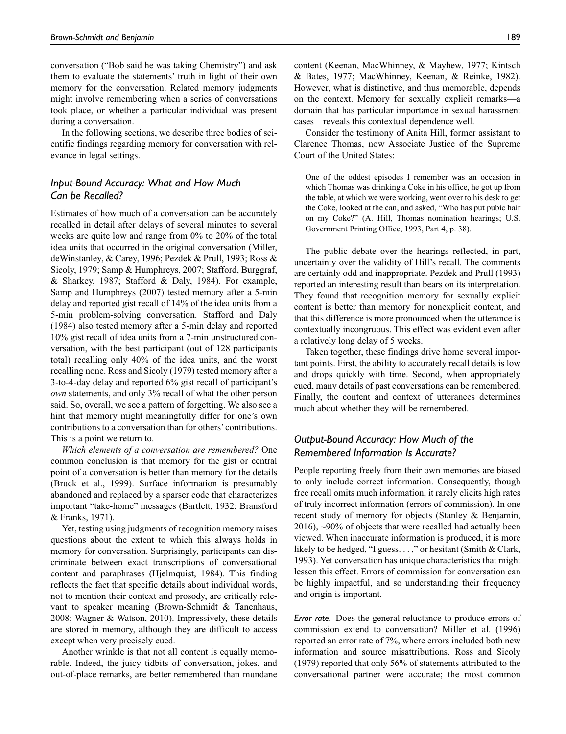conversation ("Bob said he was taking Chemistry") and ask them to evaluate the statements' truth in light of their own memory for the conversation. Related memory judgments might involve remembering when a series of conversations took place, or whether a particular individual was present during a conversation.

In the following sections, we describe three bodies of scientific findings regarding memory for conversation with relevance in legal settings.

### *Input-Bound Accuracy: What and How Much Can be Recalled?*

Estimates of how much of a conversation can be accurately recalled in detail after delays of several minutes to several weeks are quite low and range from 0% to 20% of the total idea units that occurred in the original conversation (Miller, deWinstanley, & Carey, 1996; Pezdek & Prull, 1993; Ross & Sicoly, 1979; Samp & Humphreys, 2007; Stafford, Burggraf, & Sharkey, 1987; Stafford & Daly, 1984). For example, Samp and Humphreys (2007) tested memory after a 5-min delay and reported gist recall of 14% of the idea units from a 5-min problem-solving conversation. Stafford and Daly (1984) also tested memory after a 5-min delay and reported 10% gist recall of idea units from a 7-min unstructured conversation, with the best participant (out of 128 participants total) recalling only 40% of the idea units, and the worst recalling none. Ross and Sicoly (1979) tested memory after a 3-to-4-day delay and reported 6% gist recall of participant's *own* statements, and only 3% recall of what the other person said. So, overall, we see a pattern of forgetting. We also see a hint that memory might meaningfully differ for one's own contributions to a conversation than for others' contributions. This is a point we return to.

*Which elements of a conversation are remembered?* One common conclusion is that memory for the gist or central point of a conversation is better than memory for the details (Bruck et al., 1999). Surface information is presumably abandoned and replaced by a sparser code that characterizes important "take-home" messages (Bartlett, 1932; Bransford & Franks, 1971).

Yet, testing using judgments of recognition memory raises questions about the extent to which this always holds in memory for conversation. Surprisingly, participants can discriminate between exact transcriptions of conversational content and paraphrases (Hjelmquist, 1984). This finding reflects the fact that specific details about individual words, not to mention their context and prosody, are critically relevant to speaker meaning (Brown-Schmidt & Tanenhaus, 2008; Wagner & Watson, 2010). Impressively, these details are stored in memory, although they are difficult to access except when very precisely cued.

Another wrinkle is that not all content is equally memorable. Indeed, the juicy tidbits of conversation, jokes, and out-of-place remarks, are better remembered than mundane content (Keenan, MacWhinney, & Mayhew, 1977; Kintsch & Bates, 1977; MacWhinney, Keenan, & Reinke, 1982). However, what is distinctive, and thus memorable, depends on the context. Memory for sexually explicit remarks—a domain that has particular importance in sexual harassment cases—reveals this contextual dependence well.

Consider the testimony of Anita Hill, former assistant to Clarence Thomas, now Associate Justice of the Supreme Court of the United States:

> One of the oddest episodes I remember was an occasion in which Thomas was drinking a Coke in his office, he got up from the table, at which we were working, went over to his desk to get the Coke, looked at the can, and asked, "Who has put pubic hair on my Coke?" (A. Hill, Thomas nomination hearings; U.S. Government Printing Office, 1993, Part 4, p. 38).

The public debate over the hearings reflected, in part, uncertainty over the validity of Hill's recall. The comments are certainly odd and inappropriate. Pezdek and Prull (1993) reported an interesting result than bears on its interpretation. They found that recognition memory for sexually explicit content is better than memory for nonexplicit content, and that this difference is more pronounced when the utterance is contextually incongruous. This effect was evident even after a relatively long delay of 5 weeks.

Taken together, these findings drive home several important points. First, the ability to accurately recall details is low and drops quickly with time. Second, when appropriately cued, many details of past conversations can be remembered. Finally, the content and context of utterances determines much about whether they will be remembered.

### *Output-Bound Accuracy: How Much of the Remembered Information Is Accurate?*

People reporting freely from their own memories are biased to only include correct information. Consequently, though free recall omits much information, it rarely elicits high rates of truly incorrect information (errors of commission). In one recent study of memory for objects (Stanley & Benjamin, 2016), ~90% of objects that were recalled had actually been viewed. When inaccurate information is produced, it is more likely to be hedged, "I guess. . . ," or hesitant (Smith & Clark, 1993). Yet conversation has unique characteristics that might lessen this effect. Errors of commission for conversation can be highly impactful, and so understanding their frequency and origin is important.

*Error rate.* Does the general reluctance to produce errors of commission extend to conversation? Miller et al. (1996) reported an error rate of 7%, where errors included both new information and source misattributions. Ross and Sicoly (1979) reported that only 56% of statements attributed to the conversational partner were accurate; the most common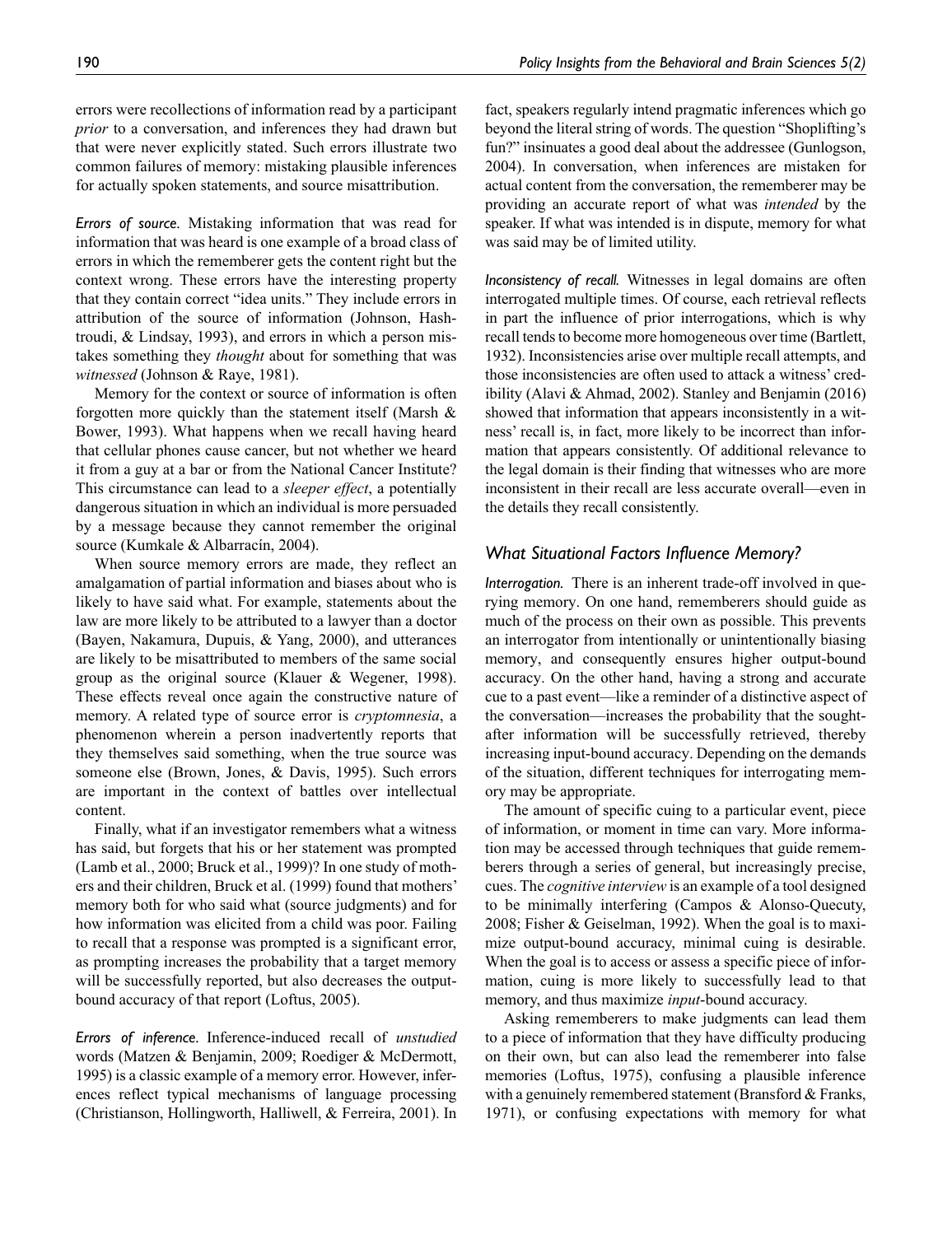errors were recollections of information read by a participant *prior* to a conversation, and inferences they had drawn but that were never explicitly stated. Such errors illustrate two common failures of memory: mistaking plausible inferences for actually spoken statements, and source misattribution.

*Errors of source.* Mistaking information that was read for information that was heard is one example of a broad class of errors in which the rememberer gets the content right but the context wrong. These errors have the interesting property that they contain correct "idea units." They include errors in attribution of the source of information (Johnson, Hashtroudi, & Lindsay, 1993), and errors in which a person mistakes something they *thought* about for something that was *witnessed* (Johnson & Raye, 1981).

Memory for the context or source of information is often forgotten more quickly than the statement itself (Marsh & Bower, 1993). What happens when we recall having heard that cellular phones cause cancer, but not whether we heard it from a guy at a bar or from the National Cancer Institute? This circumstance can lead to a *sleeper effect*, a potentially dangerous situation in which an individual is more persuaded by a message because they cannot remember the original source (Kumkale & Albarracín, 2004).

When source memory errors are made, they reflect an amalgamation of partial information and biases about who is likely to have said what. For example, statements about the law are more likely to be attributed to a lawyer than a doctor (Bayen, Nakamura, Dupuis, & Yang, 2000), and utterances are likely to be misattributed to members of the same social group as the original source (Klauer & Wegener, 1998). These effects reveal once again the constructive nature of memory. A related type of source error is *cryptomnesia*, a phenomenon wherein a person inadvertently reports that they themselves said something, when the true source was someone else (Brown, Jones, & Davis, 1995). Such errors are important in the context of battles over intellectual content.

Finally, what if an investigator remembers what a witness has said, but forgets that his or her statement was prompted (Lamb et al., 2000; Bruck et al., 1999)? In one study of mothers and their children, Bruck et al. (1999) found that mothers' memory both for who said what (source judgments) and for how information was elicited from a child was poor. Failing to recall that a response was prompted is a significant error, as prompting increases the probability that a target memory will be successfully reported, but also decreases the output-bound accuracy of that report (Loftus, 2005).

*Errors of inference.* Inference-induced recall of *unstudied* words (Matzen & Benjamin, 2009; Roediger & McDermott, 1995) is a classic example of a memory error. However, inferences reflect typical mechanisms of language processing (Christianson, Hollingworth, Halliwell, & Ferreira, 2001). In fact, speakers regularly intend pragmatic inferences which go beyond the literal string of words. The question "Shoplifting's fun?" insinuates a good deal about the addressee (Gunlogson, 2004). In conversation, when inferences are mistaken for actual content from the conversation, the rememberer may be providing an accurate report of what was *intended* by the speaker. If what was intended is in dispute, memory for what was said may be of limited utility.

*Inconsistency of recall.* Witnesses in legal domains are often interrogated multiple times. Of course, each retrieval reflects in part the influence of prior interrogations, which is why recall tends to become more homogeneous over time (Bartlett, 1932). Inconsistencies arise over multiple recall attempts, and those inconsistencies are often used to attack a witness' credibility (Alavi & Ahmad, 2002). Stanley and Benjamin (2016) showed that information that appears inconsistently in a witness' recall is, in fact, more likely to be incorrect than information that appears consistently. Of additional relevance to the legal domain is their finding that witnesses who are more inconsistent in their recall are less accurate overall—even in the details they recall consistently.

## What Situational Factors Influence Memory?

*Interrogation.* There is an inherent trade-off involved in querying memory. On one hand, rememberers should guide as much of the process on their own as possible. This prevents an interrogator from intentionally or unintentionally biasing memory, and consequently ensures higher output-bound accuracy. On the other hand, having a strong and accurate cue to a past event—like a reminder of a distinctive aspect of the conversation—increases the probability that the sought-after information will be successfully retrieved, thereby increasing input-bound accuracy. Depending on the demands of the situation, different techniques for interrogating memory may be appropriate.

The amount of specific cuing to a particular event, piece of information, or moment in time can vary. More information may be accessed through techniques that guide rememberers through a series of general, but increasingly precise, cues. The *cognitive interview* is an example of a tool designed to be minimally interfering (Campos & Alonso-Quecuty, 2008; Fisher & Geiselman, 1992). When the goal is to maximize output-bound accuracy, minimal cuing is desirable. When the goal is to access or assess a specific piece of information, cuing is more likely to successfully lead to that memory, and thus maximize *input*-bound accuracy.

Asking rememberers to make judgments can lead them to a piece of information that they have difficulty producing on their own, but can also lead the rememberer into false memories (Loftus, 1975), confusing a plausible inference with a genuinely remembered statement (Bransford & Franks, 1971), or confusing expectations with memory for what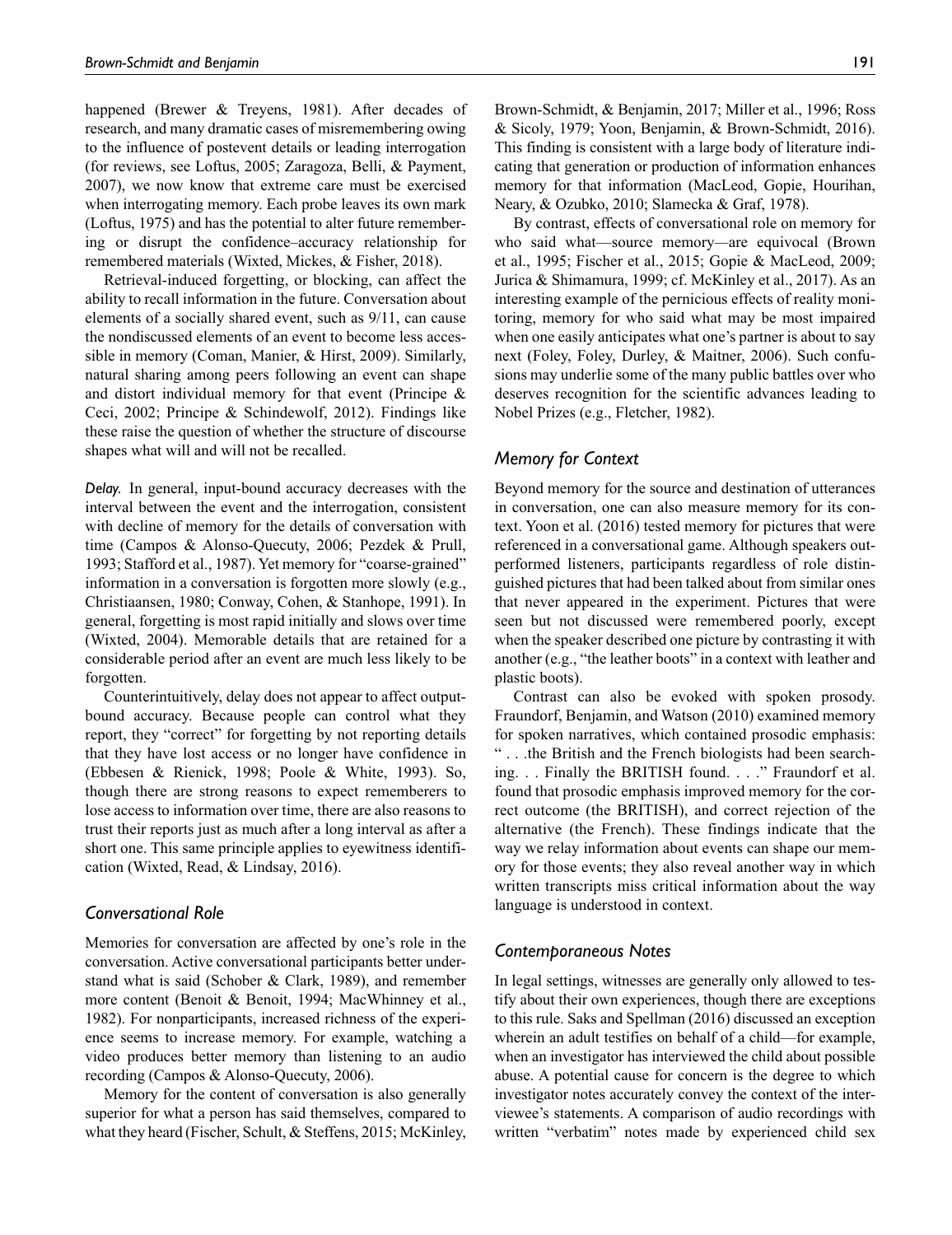happened (Brewer & Treyens, 1981). After decades of research, and many dramatic cases of misremembering owing to the influence of postevent details or leading interrogation (for reviews, see Loftus, 2005; Zaragoza, Belli, & Payment, 2007), we now know that extreme care must be exercised when interrogating memory. Each probe leaves its own mark (Loftus, 1975) and has the potential to alter future remembering or disrupt the confidence–accuracy relationship for remembered materials (Wixted, Mickes, & Fisher, 2018).

Retrieval-induced forgetting, or blocking, can affect the ability to recall information in the future. Conversation about elements of a socially shared event, such as 9/11, can cause the nondiscussed elements of an event to become less accessible in memory (Coman, Manier, & Hirst, 2009). Similarly, natural sharing among peers following an event can shape and distort individual memory for that event (Principe & Ceci, 2002; Principe & Schindewolf, 2012). Findings like these raise the question of whether the structure of discourse shapes what will and will not be recalled.

*Delay.* In general, input-bound accuracy decreases with the interval between the event and the interrogation, consistent with decline of memory for the details of conversation with time (Campos & Alonso-Quecuty, 2006; Pezdek & Prull, 1993; Stafford et al., 1987). Yet memory for "coarse-grained" information in a conversation is forgotten more slowly (e.g., Christiaansen, 1980; Conway, Cohen, & Stanhope, 1991). In general, forgetting is most rapid initially and slows over time (Wixted, 2004). Memorable details that are retained for a considerable period after an event are much less likely to be forgotten.

Counterintuitively, delay does not appear to affect output-bound accuracy. Because people can control what they report, they "correct" for forgetting by not reporting details that they have lost access or no longer have confidence in (Ebbesen & Rienick, 1998; Poole & White, 1993). So, though there are strong reasons to expect rememberers to lose access to information over time, there are also reasons to trust their reports just as much after a long interval as after a short one. This same principle applies to eyewitness identification (Wixted, Read, & Lindsay, 2016).

## Conversational Role

Memories for conversation are affected by one's role in the conversation. Active conversational participants better understand what is said (Schober & Clark, 1989), and remember more content (Benoit & Benoit, 1994; MacWhinney et al., 1982). For nonparticipants, increased richness of the experience seems to increase memory. For example, watching a video produces better memory than listening to an audio recording (Campos & Alonso-Quecuty, 2006).

Memory for the content of conversation is also generally superior for what a person has said themselves, compared to what they heard (Fischer, Schult, & Steffens, 2015; McKinley, Brown-Schmidt, & Benjamin, 2017; Miller et al., 1996; Ross & Sicoly, 1979; Yoon, Benjamin, & Brown-Schmidt, 2016). This finding is consistent with a large body of literature indicating that generation or production of information enhances memory for that information (MacLeod, Gopie, Hourihan, Neary, & Ozubko, 2010; Slamecka & Graf, 1978).

By contrast, effects of conversational role on memory for who said what—source memory—are equivocal (Brown et al., 1995; Fischer et al., 2015; Gopie & MacLeod, 2009; Jurica & Shimamura, 1999; cf. McKinley et al., 2017). As an interesting example of the pernicious effects of reality monitoring, memory for who said what may be most impaired when one easily anticipates what one's partner is about to say next (Foley, Foley, Durley, & Maitner, 2006). Such confusions may underlie some of the many public battles over who deserves recognition for the scientific advances leading to Nobel Prizes (e.g., Fletcher, 1982).

## Memory for Context

Beyond memory for the source and destination of utterances in conversation, one can also measure memory for its context. Yoon et al. (2016) tested memory for pictures that were referenced in a conversational game. Although speakers outperformed listeners, participants regardless of role distinguished pictures that had been talked about from similar ones that never appeared in the experiment. Pictures that were seen but not discussed were remembered poorly, except when the speaker described one picture by contrasting it with another (e.g., "the leather boots" in a context with leather and plastic boots).

Contrast can also be evoked with spoken prosody. Fraundorf, Benjamin, and Watson (2010) examined memory for spoken narratives, which contained prosodic emphasis: " . . .the British and the French biologists had been searching. . . Finally the BRITISH found. . . ." Fraundorf et al. found that prosodic emphasis improved memory for the correct outcome (the BRITISH), and correct rejection of the alternative (the French). These findings indicate that the way we relay information about events can shape our memory for those events; they also reveal another way in which written transcripts miss critical information about the way language is understood in context.

## Contemporaneous Notes

In legal settings, witnesses are generally only allowed to testify about their own experiences, though there are exceptions to this rule. Saks and Spellman (2016) discussed an exception wherein an adult testifies on behalf of a child—for example, when an investigator has interviewed the child about possible abuse. A potential cause for concern is the degree to which investigator notes accurately convey the context of the interviewee's statements. A comparison of audio recordings with written "verbatim" notes made by experienced child sex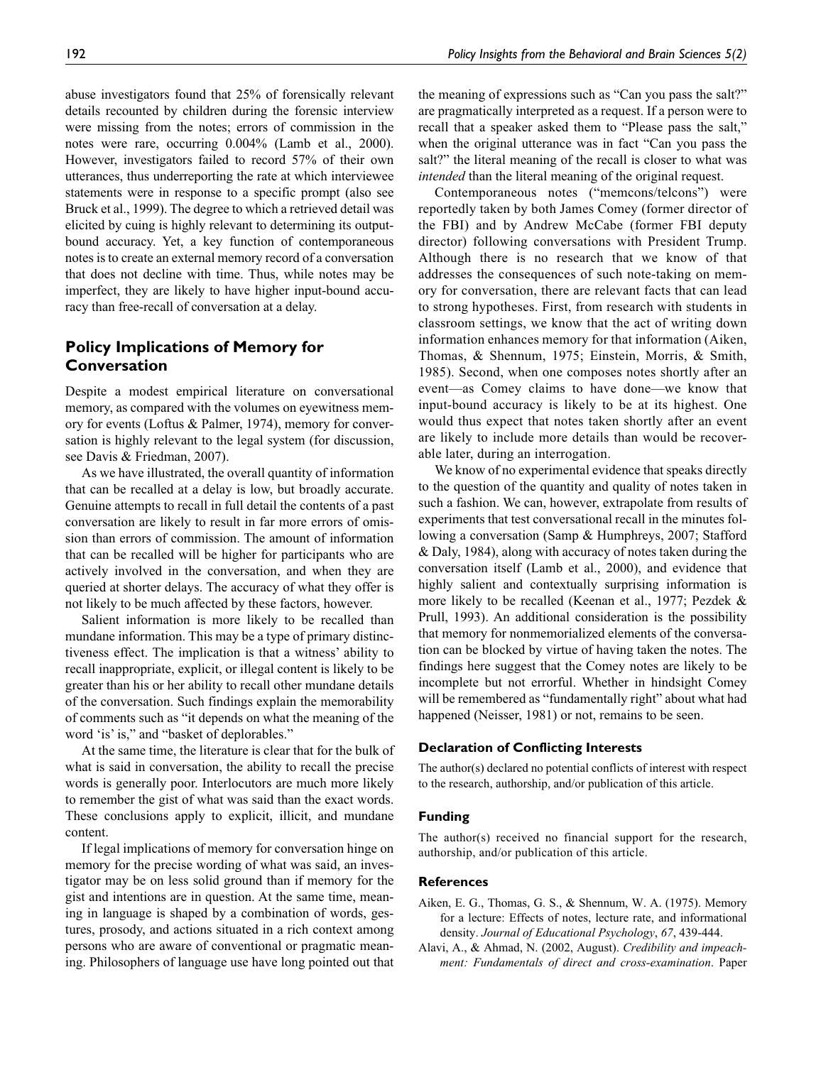abuse investigators found that 25% of forensically relevant details recounted by children during the forensic interview were missing from the notes; errors of commission in the notes were rare, occurring 0.004% (Lamb et al., 2000). However, investigators failed to record 57% of their own utterances, thus underreporting the rate at which interviewee statements were in response to a specific prompt (also see Bruck et al., 1999). The degree to which a retrieved detail was elicited by cuing is highly relevant to determining its output-bound accuracy. Yet, a key function of contemporaneous notes is to create an external memory record of a conversation that does not decline with time. Thus, while notes may be imperfect, they are likely to have higher input-bound accuracy than free-recall of conversation at a delay.

## Policy Implications of Memory for Conversation

Despite a modest empirical literature on conversational memory, as compared with the volumes on eyewitness memory for events (Loftus & Palmer, 1974), memory for conversation is highly relevant to the legal system (for discussion, see Davis & Friedman, 2007).

As we have illustrated, the overall quantity of information that can be recalled at a delay is low, but broadly accurate. Genuine attempts to recall in full detail the contents of a past conversation are likely to result in far more errors of omission than errors of commission. The amount of information that can be recalled will be higher for participants who are actively involved in the conversation, and when they are queried at shorter delays. The accuracy of what they offer is not likely to be much affected by these factors, however.

Salient information is more likely to be recalled than mundane information. This may be a type of primary distinctiveness effect. The implication is that a witness' ability to recall inappropriate, explicit, or illegal content is likely to be greater than his or her ability to recall other mundane details of the conversation. Such findings explain the memorability of comments such as "it depends on what the meaning of the word 'is' is," and "basket of deplorables."

At the same time, the literature is clear that for the bulk of what is said in conversation, the ability to recall the precise words is generally poor. Interlocutors are much more likely to remember the gist of what was said than the exact words. These conclusions apply to explicit, illicit, and mundane content.

If legal implications of memory for conversation hinge on memory for the precise wording of what was said, an investigator may be on less solid ground than if memory for the gist and intentions are in question. At the same time, meaning in language is shaped by a combination of words, gestures, prosody, and actions situated in a rich context among persons who are aware of conventional or pragmatic meaning. Philosophers of language use have long pointed out that the meaning of expressions such as "Can you pass the salt?" are pragmatically interpreted as a request. If a person were to recall that a speaker asked them to "Please pass the salt," when the original utterance was in fact "Can you pass the salt?" the literal meaning of the recall is closer to what was *intended* than the literal meaning of the original request.

Contemporaneous notes ("memcons/telcons") were reportedly taken by both James Comey (former director of the FBI) and by Andrew McCabe (former FBI deputy director) following conversations with President Trump. Although there is no research that we know of that addresses the consequences of such note-taking on memory for conversation, there are relevant facts that can lead to strong hypotheses. First, from research with students in classroom settings, we know that the act of writing down information enhances memory for that information (Aiken, Thomas, & Shennum, 1975; Einstein, Morris, & Smith, 1985). Second, when one composes notes shortly after an event—as Comey claims to have done—we know that input-bound accuracy is likely to be at its highest. One would thus expect that notes taken shortly after an event are likely to include more details than would be recoverable later, during an interrogation.

We know of no experimental evidence that speaks directly to the question of the quantity and quality of notes taken in such a fashion. We can, however, extrapolate from results of experiments that test conversational recall in the minutes following a conversation (Samp & Humphreys, 2007; Stafford & Daly, 1984), along with accuracy of notes taken during the conversation itself (Lamb et al., 2000), and evidence that highly salient and contextually surprising information is more likely to be recalled (Keenan et al., 1977; Pezdek & Prull, 1993). An additional consideration is the possibility that memory for nonmemorialized elements of the conversation can be blocked by virtue of having taken the notes. The findings here suggest that the Comey notes are likely to be incomplete but not errorful. Whether in hindsight Comey will be remembered as "fundamentally right" about what had happened (Neisser, 1981) or not, remains to be seen.

### Declaration of Conflicting Interests

The author(s) declared no potential conflicts of interest with respect to the research, authorship, and/or publication of this article.

### Funding

The author(s) received no financial support for the research, authorship, and/or publication of this article.

### References

Aiken, E. G., Thomas, G. S., & Shennum, W. A. (1975). Memory for a lecture: Effects of notes, lecture rate, and informational density. *Journal of Educational Psychology*, *67*, 439-444.

Alavi, A., & Ahmad, N. (2002, August). *Credibility and impeachment: Fundamentals of direct and cross-examination*. Paper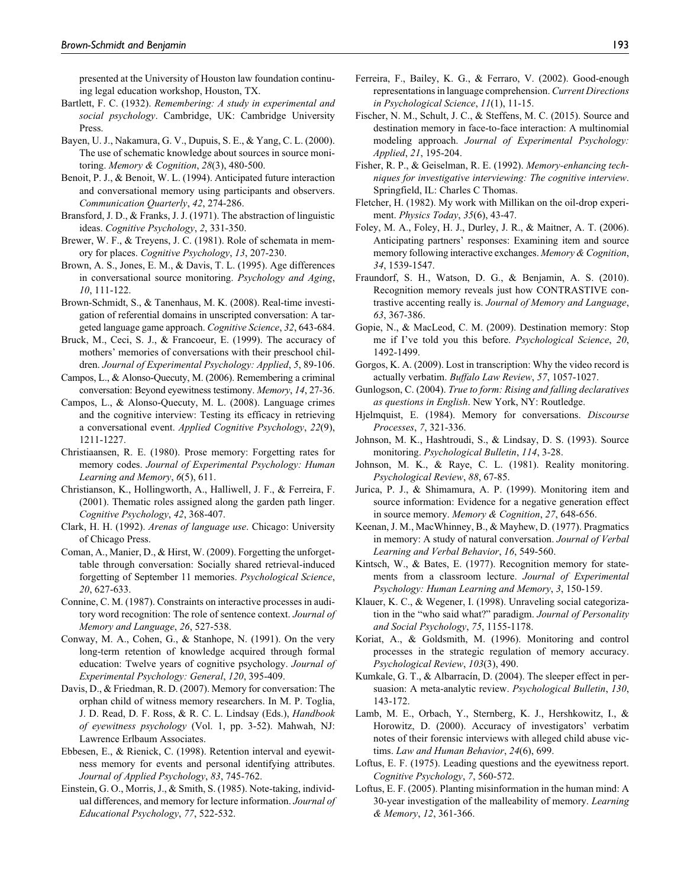presented at the University of Houston law foundation continuing legal education workshop, Houston, TX.

Bartlett, F. C. (1932). *Remembering: A study in experimental and social psychology*. Cambridge, UK: Cambridge University Press.

Bayen, U. J., Nakamura, G. V., Dupuis, S. E., & Yang, C. L. (2000). The use of schematic knowledge about sources in source monitoring. *Memory & Cognition*, *28*(3), 480-500.

Benoit, P. J., & Benoit, W. L. (1994). Anticipated future interaction and conversational memory using participants and observers. *Communication Quarterly*, *42*, 274-286.

Bransford, J. D., & Franks, J. J. (1971). The abstraction of linguistic ideas. *Cognitive Psychology*, *2*, 331-350.

Brewer, W. F., & Treyens, J. C. (1981). Role of schemata in memory for places. *Cognitive Psychology*, *13*, 207-230.

Brown, A. S., Jones, E. M., & Davis, T. L. (1995). Age differences in conversational source monitoring. *Psychology and Aging*, *10*, 111-122.

Brown-Schmidt, S., & Tanenhaus, M. K. (2008). Real-time investigation of referential domains in unscripted conversation: A targeted language game approach. *Cognitive Science*, *32*, 643-684.

Bruck, M., Ceci, S. J., & Francoeur, E. (1999). The accuracy of mothers' memories of conversations with their preschool children. *Journal of Experimental Psychology: Applied*, *5*, 89-106.

Campos, L., & Alonso-Quecuty, M. (2006). Remembering a criminal conversation: Beyond eyewitness testimony. *Memory*, *14*, 27-36.

Campos, L., & Alonso-Quecuty, M. L. (2008). Language crimes and the cognitive interview: Testing its efficacy in retrieving a conversational event. *Applied Cognitive Psychology*, *22*(9), 1211-1227.

Christiaansen, R. E. (1980). Prose memory: Forgetting rates for memory codes. *Journal of Experimental Psychology: Human Learning and Memory*, *6*(5), 611.

Christianson, K., Hollingworth, A., Halliwell, J. F., & Ferreira, F. (2001). Thematic roles assigned along the garden path linger. *Cognitive Psychology*, *42*, 368-407.

Clark, H. H. (1992). *Arenas of language use*. Chicago: University of Chicago Press.

Coman, A., Manier, D., & Hirst, W. (2009). Forgetting the unforgettable through conversation: Socially shared retrieval-induced forgetting of September 11 memories. *Psychological Science*, *20*, 627-633.

Connine, C. M. (1987). Constraints on interactive processes in auditory word recognition: The role of sentence context. *Journal of Memory and Language*, *26*, 527-538.

Conway, M. A., Cohen, G., & Stanhope, N. (1991). On the very long-term retention of knowledge acquired through formal education: Twelve years of cognitive psychology. *Journal of Experimental Psychology: General*, *120*, 395-409.

Davis, D., & Friedman, R. D. (2007). Memory for conversation: The orphan child of witness memory researchers. In M. P. Toglia, J. D. Read, D. F. Ross, & R. C. L. Lindsay (Eds.), *Handbook of eyewitness psychology* (Vol. 1, pp. 3-52). Mahwah, NJ: Lawrence Erlbaum Associates.

Ebbesen, E., & Rienick, C. (1998). Retention interval and eyewitness memory for events and personal identifying attributes. *Journal of Applied Psychology*, *83*, 745-762.

Einstein, G. O., Morris, J., & Smith, S. (1985). Note-taking, individual differences, and memory for lecture information. *Journal of Educational Psychology*, *77*, 522-532.

Ferreira, F., Bailey, K. G., & Ferraro, V. (2002). Good-enough representations in language comprehension. *Current Directions in Psychological Science*, *11*(1), 11-15.

Fischer, N. M., Schult, J. C., & Steffens, M. C. (2015). Source and destination memory in face-to-face interaction: A multinomial modeling approach. *Journal of Experimental Psychology: Applied*, *21*, 195-204.

Fisher, R. P., & Geiselman, R. E. (1992). *Memory-enhancing techniques for investigative interviewing: The cognitive interview*. Springfield, IL: Charles C Thomas.

Fletcher, H. (1982). My work with Millikan on the oil-drop experiment. *Physics Today*, *35*(6), 43-47.

Foley, M. A., Foley, H. J., Durley, J. R., & Maitner, A. T. (2006). Anticipating partners' responses: Examining item and source memory following interactive exchanges. *Memory & Cognition*, *34*, 1539-1547.

Fraundorf, S. H., Watson, D. G., & Benjamin, A. S. (2010). Recognition memory reveals just how CONTRASTIVE contrastive accenting really is. *Journal of Memory and Language*, *63*, 367-386.

Gopie, N., & MacLeod, C. M. (2009). Destination memory: Stop me if I've told you this before. *Psychological Science*, *20*, 1492-1499.

Gorgos, K. A. (2009). Lost in transcription: Why the video record is actually verbatim. *Buffalo Law Review*, *57*, 1057-1027.

Gunlogson, C. (2004). *True to form: Rising and falling declaratives as questions in English*. New York, NY: Routledge.

Hjelmquist, E. (1984). Memory for conversations. *Discourse Processes*, *7*, 321-336.

Johnson, M. K., Hashtroudi, S., & Lindsay, D. S. (1993). Source monitoring. *Psychological Bulletin*, *114*, 3-28.

Johnson, M. K., & Raye, C. L. (1981). Reality monitoring. *Psychological Review*, *88*, 67-85.

Jurica, P. J., & Shimamura, A. P. (1999). Monitoring item and source information: Evidence for a negative generation effect in source memory. *Memory & Cognition*, *27*, 648-656.

Keenan, J. M., MacWhinney, B., & Mayhew, D. (1977). Pragmatics in memory: A study of natural conversation. *Journal of Verbal Learning and Verbal Behavior*, *16*, 549-560.

Kintsch, W., & Bates, E. (1977). Recognition memory for statements from a classroom lecture. *Journal of Experimental Psychology: Human Learning and Memory*, *3*, 150-159.

Klauer, K. C., & Wegener, I. (1998). Unraveling social categorization in the "who said what?" paradigm. *Journal of Personality and Social Psychology*, *75*, 1155-1178.

Koriat, A., & Goldsmith, M. (1996). Monitoring and control processes in the strategic regulation of memory accuracy. *Psychological Review*, *103*(3), 490.

Kumkale, G. T., & Albarracín, D. (2004). The sleeper effect in persuasion: A meta-analytic review. *Psychological Bulletin*, *130*, 143-172.

Lamb, M. E., Orbach, Y., Sternberg, K. J., Hershkowitz, I., & Horowitz, D. (2000). Accuracy of investigators' verbatim notes of their forensic interviews with alleged child abuse victims. *Law and Human Behavior*, *24*(6), 699.

Loftus, E. F. (1975). Leading questions and the eyewitness report. *Cognitive Psychology*, *7*, 560-572.

Loftus, E. F. (2005). Planting misinformation in the human mind: A 30-year investigation of the malleability of memory. *Learning & Memory*, *12*, 361-366.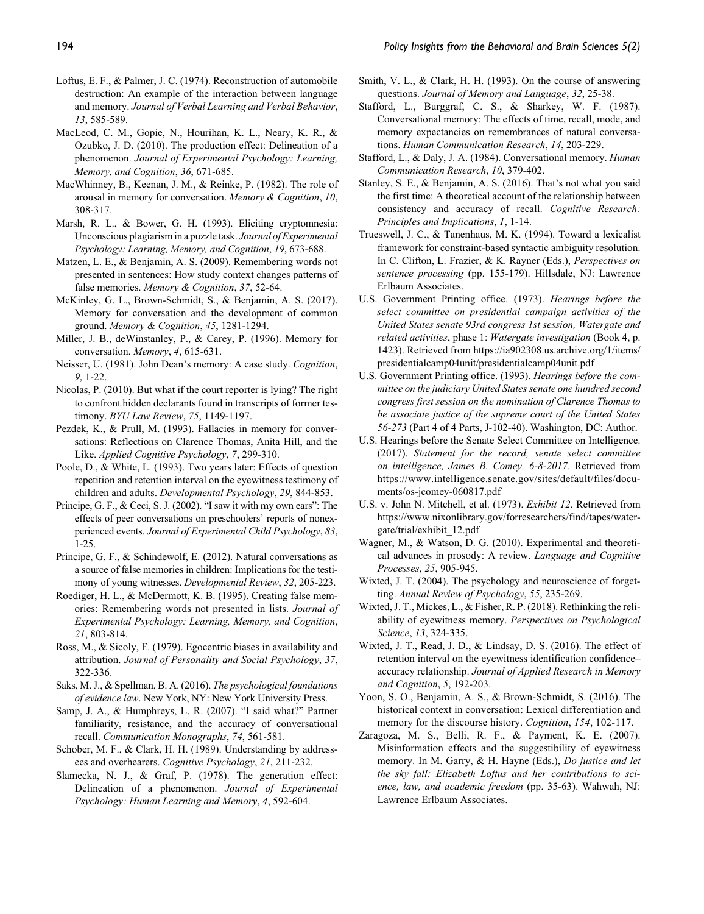Loftus, E. F., & Palmer, J. C. (1974). Reconstruction of automobile destruction: An example of the interaction between language and memory. *Journal of Verbal Learning and Verbal Behavior*, *13*, 585-589.

MacLeod, C. M., Gopie, N., Hourihan, K. L., Neary, K. R., & Ozubko, J. D. (2010). The production effect: Delineation of a phenomenon. *Journal of Experimental Psychology: Learning, Memory, and Cognition*, *36*, 671-685.

MacWhinney, B., Keenan, J. M., & Reinke, P. (1982). The role of arousal in memory for conversation. *Memory & Cognition*, *10*, 308-317.

Marsh, R. L., & Bower, G. H. (1993). Eliciting cryptomnesia: Unconscious plagiarism in a puzzle task. *Journal of Experimental Psychology: Learning, Memory, and Cognition*, *19*, 673-688.

Matzen, L. E., & Benjamin, A. S. (2009). Remembering words not presented in sentences: How study context changes patterns of false memories. *Memory & Cognition*, *37*, 52-64.

McKinley, G. L., Brown-Schmidt, S., & Benjamin, A. S. (2017). Memory for conversation and the development of common ground. *Memory & Cognition*, *45*, 1281-1294.

Miller, J. B., deWinstanley, P., & Carey, P. (1996). Memory for conversation. *Memory*, *4*, 615-631.

Neisser, U. (1981). John Dean's memory: A case study. *Cognition*, *9*, 1-22.

Nicolas, P. (2010). But what if the court reporter is lying? The right to confront hidden declarants found in transcripts of former testimony. *BYU Law Review*, *75*, 1149-1197.

Pezdek, K., & Prull, M. (1993). Fallacies in memory for conversations: Reflections on Clarence Thomas, Anita Hill, and the Like. *Applied Cognitive Psychology*, *7*, 299-310.

Poole, D., & White, L. (1993). Two years later: Effects of question repetition and retention interval on the eyewitness testimony of children and adults. *Developmental Psychology*, *29*, 844-853.

Principe, G. F., & Ceci, S. J. (2002). "I saw it with my own ears": The effects of peer conversations on preschoolers' reports of nonexperienced events. *Journal of Experimental Child Psychology*, *83*, 1-25.

Principe, G. F., & Schindewolf, E. (2012). Natural conversations as a source of false memories in children: Implications for the testimony of young witnesses. *Developmental Review*, *32*, 205-223.

Roediger, H. L., & McDermott, K. B. (1995). Creating false memories: Remembering words not presented in lists. *Journal of Experimental Psychology: Learning, Memory, and Cognition*, *21*, 803-814.

Ross, M., & Sicoly, F. (1979). Egocentric biases in availability and attribution. *Journal of Personality and Social Psychology*, *37*, 322-336.

Saks, M. J., & Spellman, B. A. (2016). *The psychological foundations of evidence law*. New York, NY: New York University Press.

Samp, J. A., & Humphreys, L. R. (2007). "I said what?" Partner familiarity, resistance, and the accuracy of conversational recall. *Communication Monographs*, *74*, 561-581.

Schober, M. F., & Clark, H. H. (1989). Understanding by addressees and overhearers. *Cognitive Psychology*, *21*, 211-232.

Slamecka, N. J., & Graf, P. (1978). The generation effect: Delineation of a phenomenon. *Journal of Experimental Psychology: Human Learning and Memory*, *4*, 592-604.

Smith, V. L., & Clark, H. H. (1993). On the course of answering questions. *Journal of Memory and Language*, *32*, 25-38.

Stafford, L., Burggraf, C. S., & Sharkey, W. F. (1987). Conversational memory: The effects of time, recall, mode, and memory expectancies on remembrances of natural conversations. *Human Communication Research*, *14*, 203-229.

Stafford, L., & Daly, J. A. (1984). Conversational memory. *Human Communication Research*, *10*, 379-402.

Stanley, S. E., & Benjamin, A. S. (2016). That's not what you said the first time: A theoretical account of the relationship between consistency and accuracy of recall. *Cognitive Research: Principles and Implications*, *1*, 1-14.

Trueswell, J. C., & Tanenhaus, M. K. (1994). Toward a lexicalist framework for constraint-based syntactic ambiguity resolution. In C. Clifton, L. Frazier, & K. Rayner (Eds.), *Perspectives on sentence processing* (pp. 155-179). Hillsdale, NJ: Lawrence Erlbaum Associates.

U.S. Government Printing office. (1973). *Hearings before the select committee on presidential campaign activities of the United States senate 93rd congress 1st session, Watergate and related activities*, phase 1: *Watergate investigation* (Book 4, p. 1423). Retrieved from https://ia902308.us.archive.org/1/items/presidentialcamp04unit/presidentialcamp04unit.pdf

U.S. Government Printing office. (1993). *Hearings before the committee on the judiciary United States senate one hundred second congress first session on the nomination of Clarence Thomas to be associate justice of the supreme court of the United States 56-273* (Part 4 of 4 Parts, J-102-40). Washington, DC: Author.

U.S. Hearings before the Senate Select Committee on Intelligence. (2017). *Statement for the record, senate select committee on intelligence, James B. Comey, 6-8-2017*. Retrieved from https://www.intelligence.senate.gov/sites/default/files/documents/os-jcomey-060817.pdf

U.S. v. John N. Mitchell, et al. (1973). *Exhibit 12*. Retrieved from https://www.nixonlibrary.gov/forresearchers/find/tapes/watergate/trial/exhibit_12.pdf

Wagner, M., & Watson, D. G. (2010). Experimental and theoretical advances in prosody: A review. *Language and Cognitive Processes*, *25*, 905-945.

Wixted, J. T. (2004). The psychology and neuroscience of forgetting. *Annual Review of Psychology*, *55*, 235-269.

Wixted, J. T., Mickes, L., & Fisher, R. P. (2018). Rethinking the reliability of eyewitness memory. *Perspectives on Psychological Science*, *13*, 324-335.

Wixted, J. T., Read, J. D., & Lindsay, D. S. (2016). The effect of retention interval on the eyewitness identification confidence–accuracy relationship. *Journal of Applied Research in Memory and Cognition*, *5*, 192-203.

Yoon, S. O., Benjamin, A. S., & Brown-Schmidt, S. (2016). The historical context in conversation: Lexical differentiation and memory for the discourse history. *Cognition*, *154*, 102-117.

Zaragoza, M. S., Belli, R. F., & Payment, K. E. (2007). Misinformation effects and the suggestibility of eyewitness memory. In M. Garry, & H. Hayne (Eds.), *Do justice and let the sky fall: Elizabeth Loftus and her contributions to science, law, and academic freedom* (pp. 35-63). Wahwah, NJ: Lawrence Erlbaum Associates.